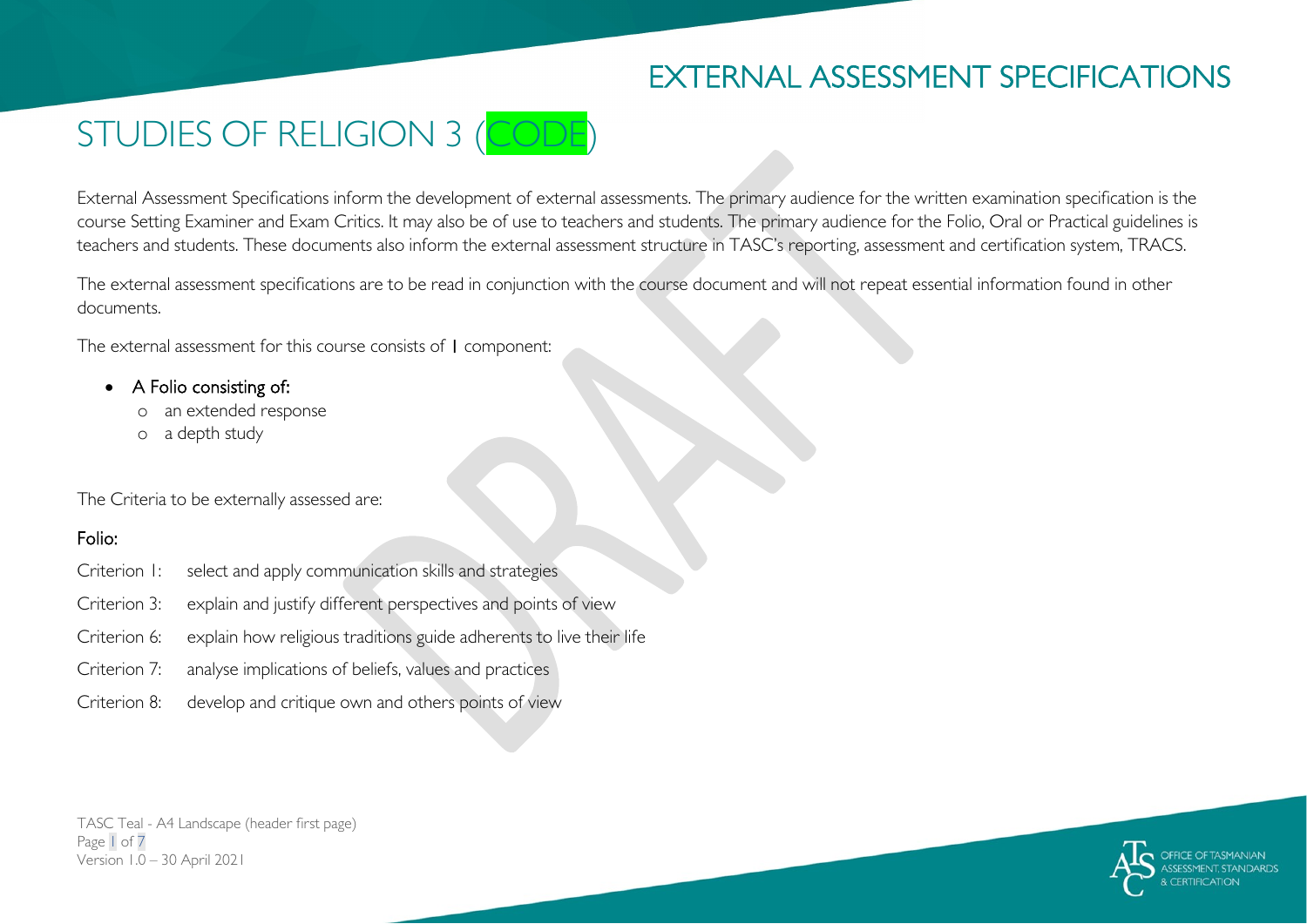# EXTERNAL ASSESSMENT SPECIFICATIONS

# STUDIES OF RELIGION 3 (CODE)

External Assessment Specifications inform the development of external assessments. The primary audience for the written examination specification is the course Setting Examiner and Exam Critics. It may also be of use to teachers and students. The primary audience for the Folio, Oral or Practical guidelines is teachers and students. These documents also inform the external assessment structure in TASC's reporting, assessment and certification system, TRACS.

The external assessment specifications are to be read in conjunction with the course document and will not repeat essential information found in other documents.

The external assessment for this course consists of 1 component:

- A Folio consisting of:
  - an extended response
  - a depth study

The Criteria to be externally assessed are:

## Folio:

Criterion 1: select and apply communication skills and strategies

Criterion 3: explain and justify different perspectives and points of view

Criterion 6: explain how religious traditions guide adherents to live their life

Criterion 7: analyse implications of beliefs, values and practices

Criterion 8: develop and critique own and others points of view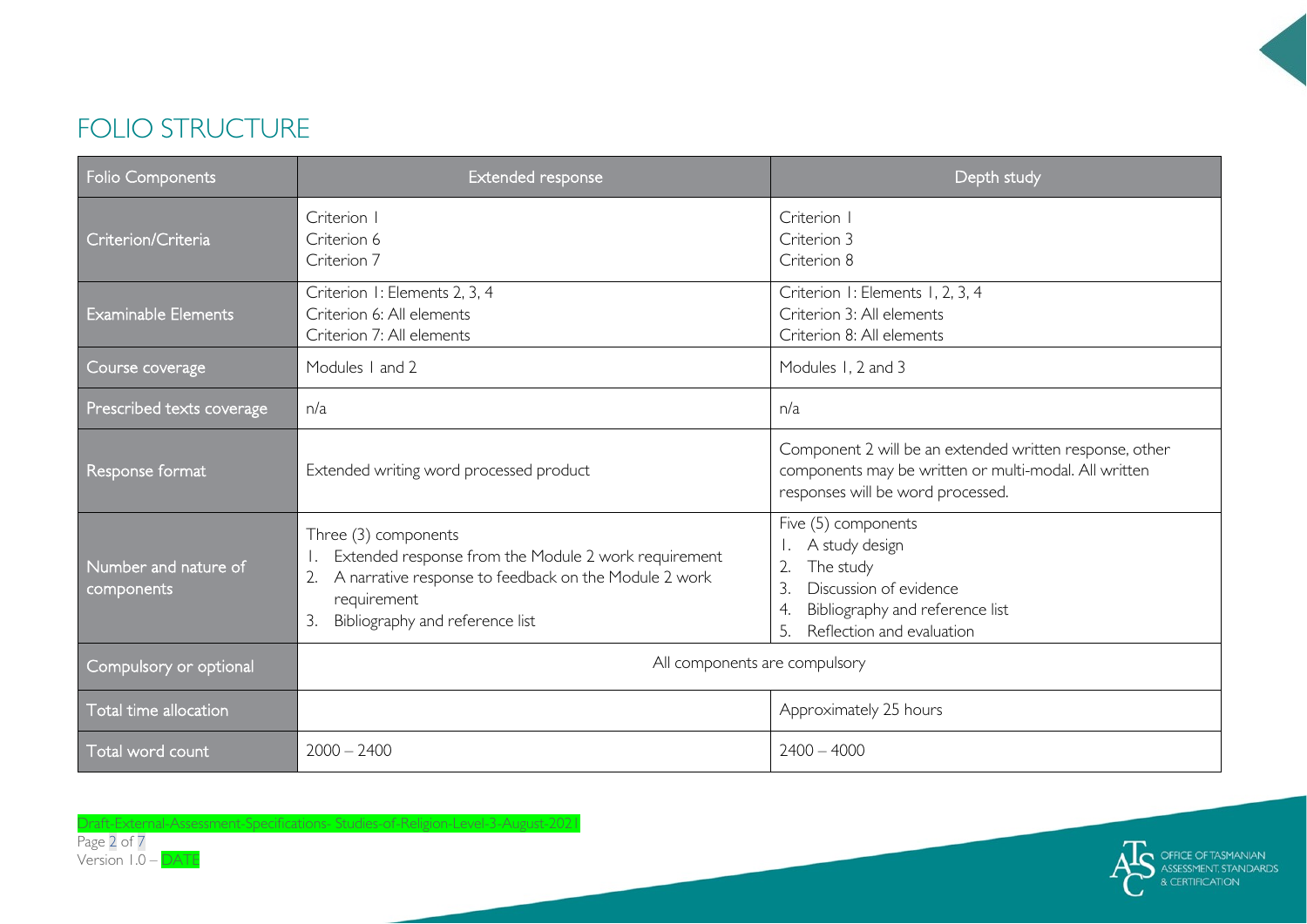# FOLIO STRUCTURE

| Folio Components | Extended response | Depth study |
|---|---|---|
| Criterion/Criteria | Criterion 1<br>Criterion 6<br>Criterion 7 | Criterion 1<br>Criterion 3<br>Criterion 8 |
| Examinable Elements | Criterion 1: Elements 2, 3, 4<br>Criterion 6: All elements<br>Criterion 7: All elements | Criterion 1: Elements 1, 2, 3, 4<br>Criterion 3: All elements<br>Criterion 8: All elements |
| Course coverage | Modules 1 and 2 | Modules 1, 2 and 3 |
| Prescribed texts coverage | n/a | n/a |
| Response format | Extended writing word processed product | Component 2 will be an extended written response, other components may be written or multi-modal. All written responses will be word processed. |
| Number and nature of components | Three (3) components<br>1. Extended response from the Module 2 work requirement<br>2. A narrative response to feedback on the Module 2 work requirement<br>3. Bibliography and reference list | Five (5) components<br>1. A study design<br>2. The study<br>3. Discussion of evidence<br>4. Bibliography and reference list<br>5. Reflection and evaluation |
| Compulsory or optional | All components are compulsory | |
| Total time allocation | | Approximately 25 hours |
| Total word count | 2000 – 2400 | 2400 – 4000 |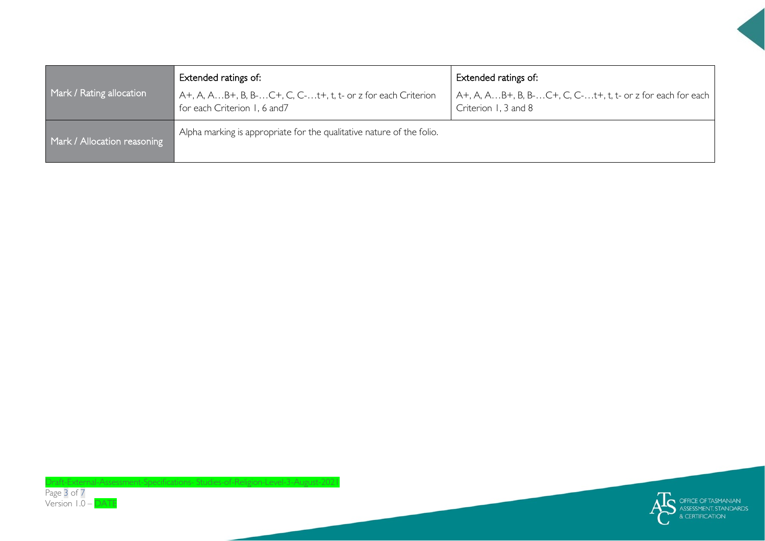| | | |
|---|---|---|
| Mark / Rating allocation | Extended ratings of:<br>A+, A, A…B+, B, B-…C+, C, C-…t+, t, t- or z for each Criterion for each Criterion 1, 6 and7 | Extended ratings of:<br>A+, A, A…B+, B, B-…C+, C, C-…t+, t, t- or z for each for each Criterion 1, 3 and 8 |
| Mark / Allocation reasoning | Alpha marking is appropriate for the qualitative nature of the folio. | |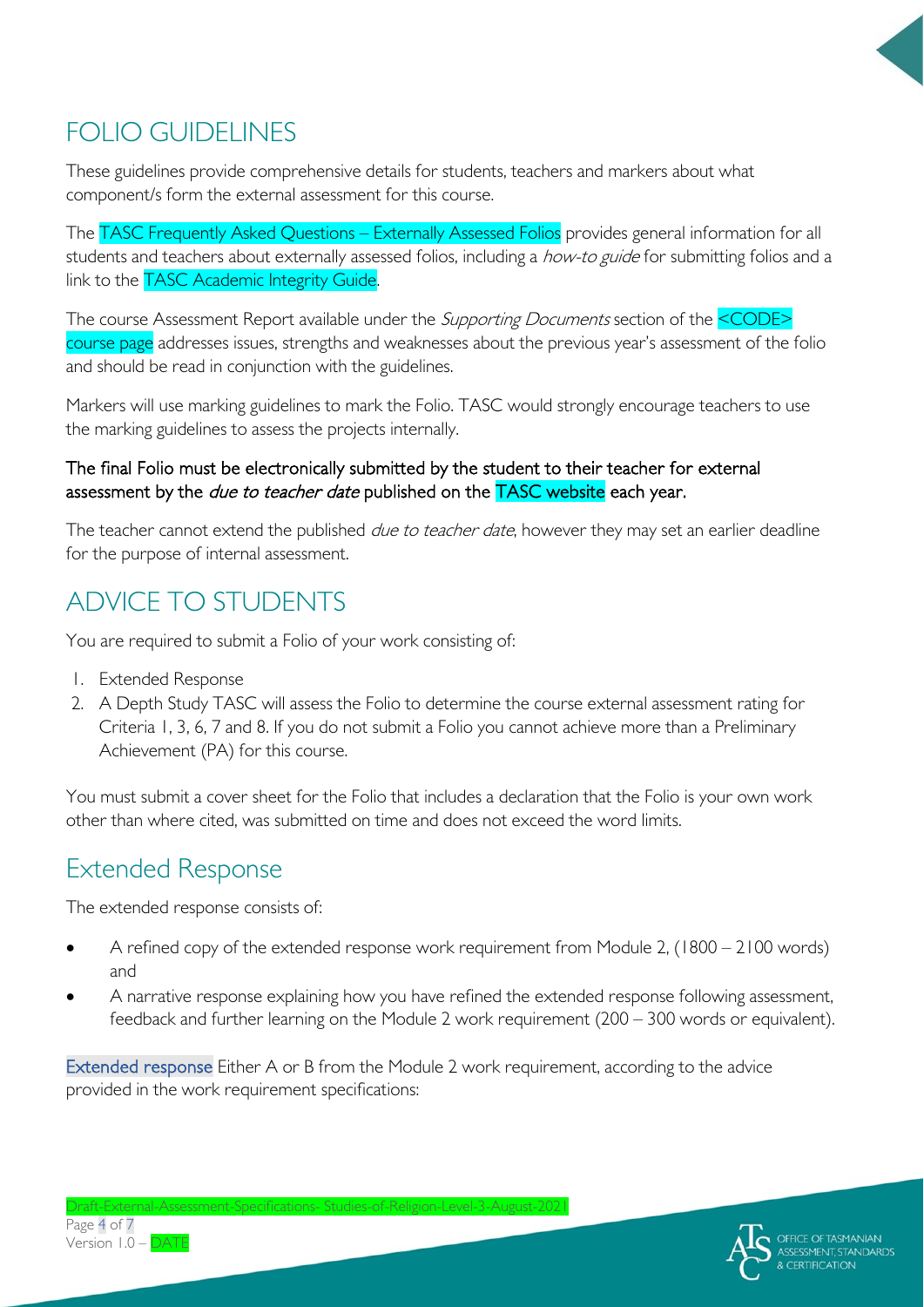## FOLIO GUIDELINES

These guidelines provide comprehensive details for students, teachers and markers about what component/s form the external assessment for this course.

The TASC Frequently Asked Questions – Externally Assessed Folios provides general information for all students and teachers about externally assessed folios, including a *how-to guide* for submitting folios and a link to the TASC Academic Integrity Guide.

The course Assessment Report available under the *Supporting Documents* section of the <CODE> course page addresses issues, strengths and weaknesses about the previous year's assessment of the folio and should be read in conjunction with the guidelines.

Markers will use marking guidelines to mark the Folio. TASC would strongly encourage teachers to use the marking guidelines to assess the projects internally.

**The final Folio must be electronically submitted by the student to their teacher for external assessment by the *due to teacher date* published on the TASC website each year.**

The teacher cannot extend the published *due to teacher date*, however they may set an earlier deadline for the purpose of internal assessment.

## ADVICE TO STUDENTS

You are required to submit a Folio of your work consisting of:

1. Extended Response
2. A Depth Study TASC will assess the Folio to determine the course external assessment rating for Criteria 1, 3, 6, 7 and 8. If you do not submit a Folio you cannot achieve more than a Preliminary Achievement (PA) for this course.

You must submit a cover sheet for the Folio that includes a declaration that the Folio is your own work other than where cited, was submitted on time and does not exceed the word limits.

### Extended Response

The extended response consists of:

- A refined copy of the extended response work requirement from Module 2, (1800 – 2100 words) and
- A narrative response explaining how you have refined the extended response following assessment, feedback and further learning on the Module 2 work requirement (200 – 300 words or equivalent).

Extended response Either A or B from the Module 2 work requirement, according to the advice provided in the work requirement specifications: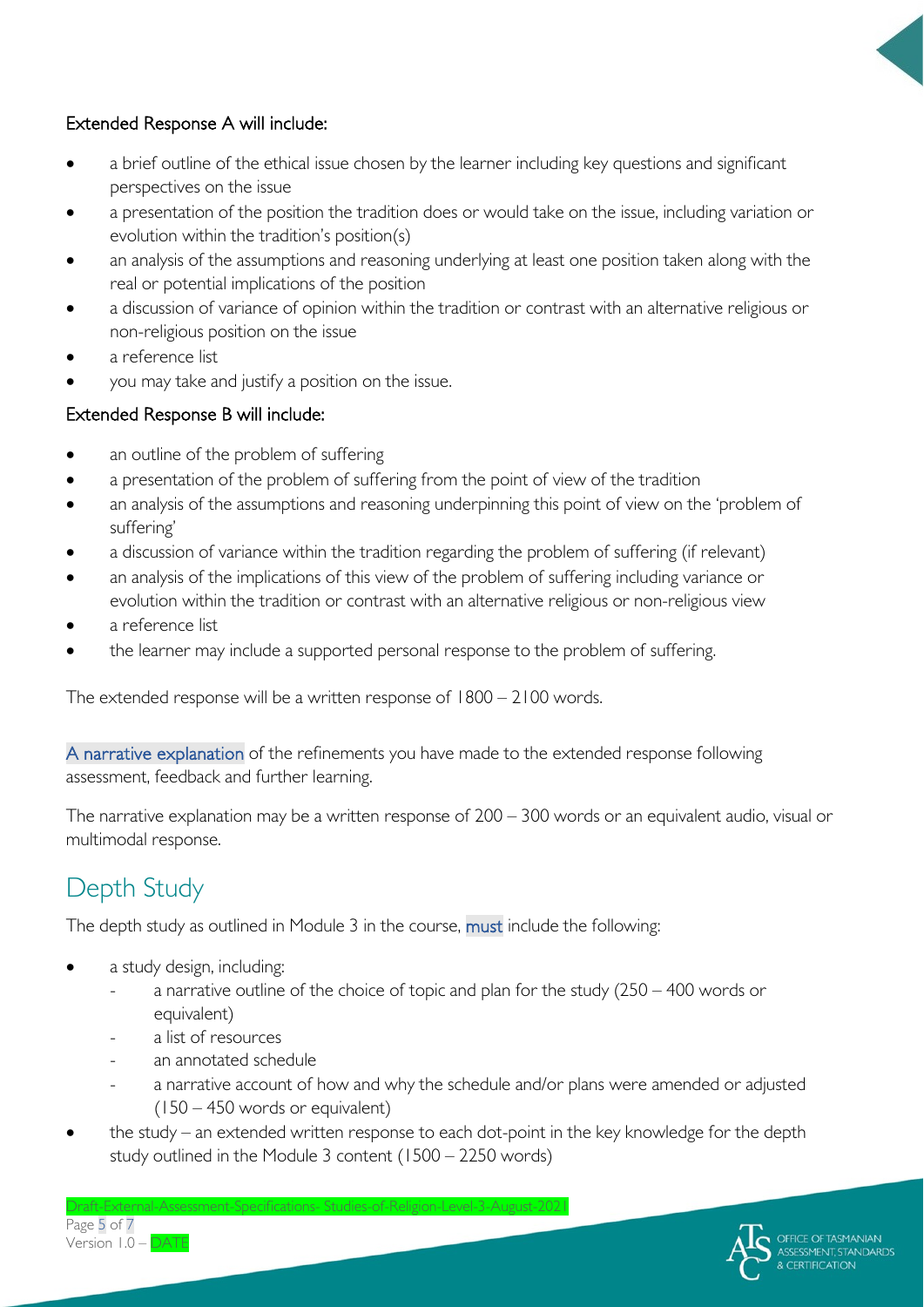Extended Response A will include:

- a brief outline of the ethical issue chosen by the learner including key questions and significant perspectives on the issue
- a presentation of the position the tradition does or would take on the issue, including variation or evolution within the tradition's position(s)
- an analysis of the assumptions and reasoning underlying at least one position taken along with the real or potential implications of the position
- a discussion of variance of opinion within the tradition or contrast with an alternative religious or non-religious position on the issue
- a reference list
- you may take and justify a position on the issue.

Extended Response B will include:

- an outline of the problem of suffering
- a presentation of the problem of suffering from the point of view of the tradition
- an analysis of the assumptions and reasoning underpinning this point of view on the 'problem of suffering'
- a discussion of variance within the tradition regarding the problem of suffering (if relevant)
- an analysis of the implications of this view of the problem of suffering including variance or evolution within the tradition or contrast with an alternative religious or non-religious view
- a reference list
- the learner may include a supported personal response to the problem of suffering.

The extended response will be a written response of 1800 – 2100 words.

A narrative explanation of the refinements you have made to the extended response following assessment, feedback and further learning.

The narrative explanation may be a written response of 200 – 300 words or an equivalent audio, visual or multimodal response.

## Depth Study

The depth study as outlined in Module 3 in the course, must include the following:

- a study design, including:
  - a narrative outline of the choice of topic and plan for the study (250 – 400 words or equivalent)
  - a list of resources
  - an annotated schedule
  - a narrative account of how and why the schedule and/or plans were amended or adjusted (150 – 450 words or equivalent)
- the study – an extended written response to each dot-point in the key knowledge for the depth study outlined in the Module 3 content (1500 – 2250 words)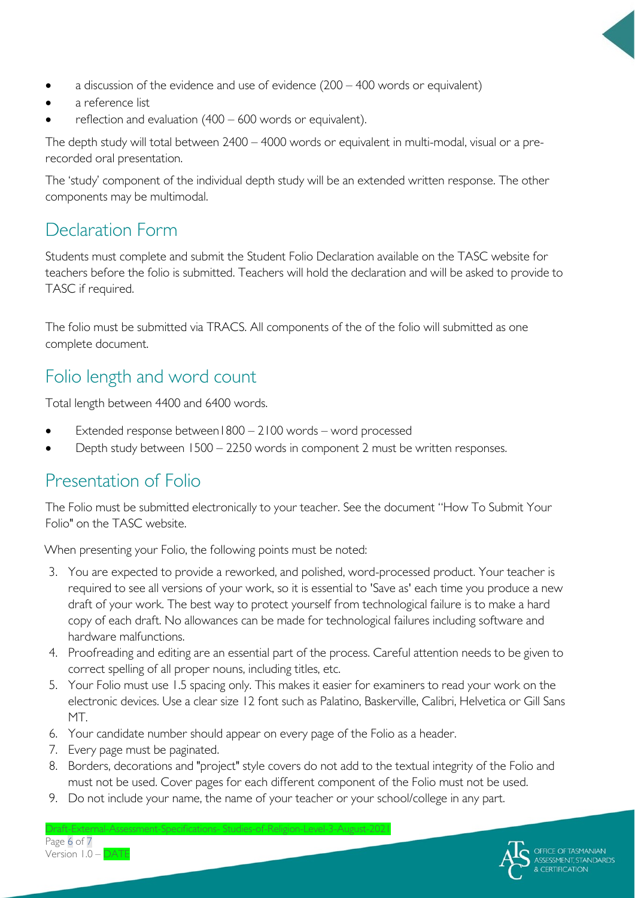- a discussion of the evidence and use of evidence (200 – 400 words or equivalent)
- a reference list
- reflection and evaluation (400 – 600 words or equivalent).

The depth study will total between 2400 – 4000 words or equivalent in multi-modal, visual or a pre-recorded oral presentation.

The 'study' component of the individual depth study will be an extended written response. The other components may be multimodal.

## Declaration Form

Students must complete and submit the Student Folio Declaration available on the TASC website for teachers before the folio is submitted. Teachers will hold the declaration and will be asked to provide to TASC if required.

The folio must be submitted via TRACS. All components of the of the folio will submitted as one complete document.

## Folio length and word count

Total length between 4400 and 6400 words.

- Extended response between1800 – 2100 words – word processed
- Depth study between 1500 – 2250 words in component 2 must be written responses.

## Presentation of Folio

The Folio must be submitted electronically to your teacher. See the document "How To Submit Your Folio" on the TASC website.

When presenting your Folio, the following points must be noted:

3. You are expected to provide a reworked, and polished, word-processed product. Your teacher is required to see all versions of your work, so it is essential to 'Save as' each time you produce a new draft of your work. The best way to protect yourself from technological failure is to make a hard copy of each draft. No allowances can be made for technological failures including software and hardware malfunctions.
4. Proofreading and editing are an essential part of the process. Careful attention needs to be given to correct spelling of all proper nouns, including titles, etc.
5. Your Folio must use 1.5 spacing only. This makes it easier for examiners to read your work on the electronic devices. Use a clear size 12 font such as Palatino, Baskerville, Calibri, Helvetica or Gill Sans MT.
6. Your candidate number should appear on every page of the Folio as a header.
7. Every page must be paginated.
8. Borders, decorations and "project" style covers do not add to the textual integrity of the Folio and must not be used. Cover pages for each different component of the Folio must not be used.
9. Do not include your name, the name of your teacher or your school/college in any part.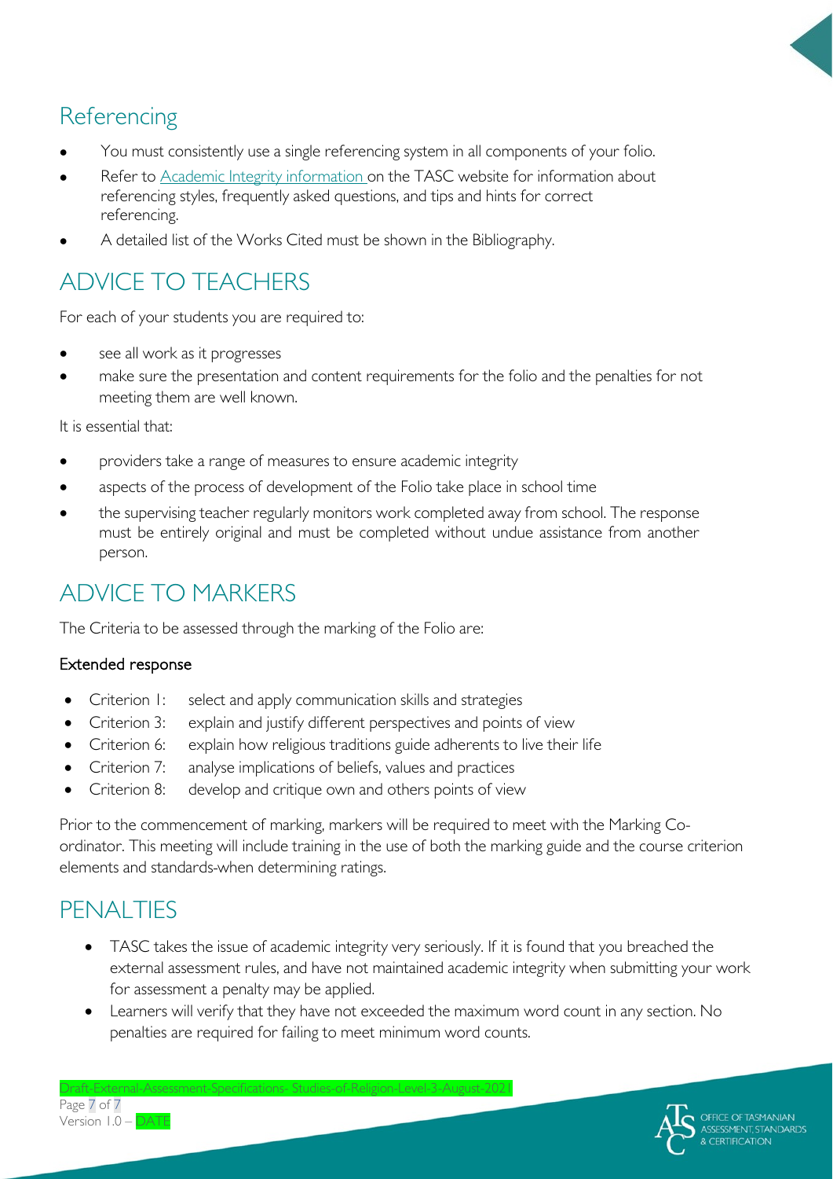## Referencing

- You must consistently use a single referencing system in all components of your folio.
- Refer to Academic Integrity information on the TASC website for information about referencing styles, frequently asked questions, and tips and hints for correct referencing.
- A detailed list of the Works Cited must be shown in the Bibliography.

# ADVICE TO TEACHERS

For each of your students you are required to:

- see all work as it progresses
- make sure the presentation and content requirements for the folio and the penalties for not meeting them are well known.

It is essential that:

- providers take a range of measures to ensure academic integrity
- aspects of the process of development of the Folio take place in school time
- the supervising teacher regularly monitors work completed away from school. The response must be entirely original and must be completed without undue assistance from another person.

# ADVICE TO MARKERS

The Criteria to be assessed through the marking of the Folio are:

**Extended response**

- Criterion 1: select and apply communication skills and strategies
- Criterion 3: explain and justify different perspectives and points of view
- Criterion 6: explain how religious traditions guide adherents to live their life
- Criterion 7: analyse implications of beliefs, values and practices
- Criterion 8: develop and critique own and others points of view

Prior to the commencement of marking, markers will be required to meet with the Marking Co-ordinator. This meeting will include training in the use of both the marking guide and the course criterion elements and standards-when determining ratings.

# PENALTIES

- TASC takes the issue of academic integrity very seriously. If it is found that you breached the external assessment rules, and have not maintained academic integrity when submitting your work for assessment a penalty may be applied.
- Learners will verify that they have not exceeded the maximum word count in any section. No penalties are required for failing to meet minimum word counts.